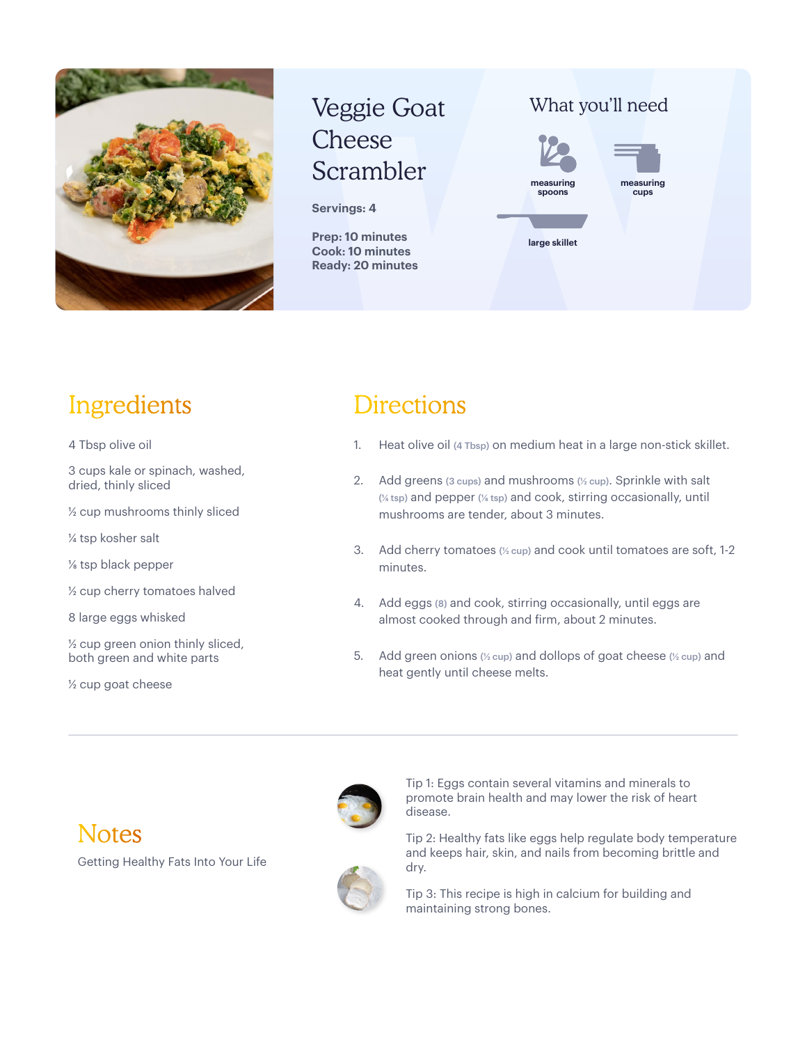# Veggie Goat Cheese Scrambler

**Servings: 4**

**Prep: 10 minutes**
**Cook: 10 minutes**
**Ready: 20 minutes**

## What you'll need

- measuring spoons
- measuring cups
- large skillet

## Ingredients

4 Tbsp olive oil

3 cups kale or spinach, washed, dried, thinly sliced

½ cup mushrooms thinly sliced

¼ tsp kosher salt

⅛ tsp black pepper

½ cup cherry tomatoes halved

8 large eggs whisked

½ cup green onion thinly sliced, both green and white parts

½ cup goat cheese

## Directions

1. Heat olive oil (4 Tbsp) on medium heat in a large non-stick skillet.
2. Add greens (3 cups) and mushrooms (½ cup). Sprinkle with salt (¼ tsp) and pepper (⅛ tsp) and cook, stirring occasionally, until mushrooms are tender, about 3 minutes.
3. Add cherry tomatoes (½ cup) and cook until tomatoes are soft, 1-2 minutes.
4. Add eggs (8) and cook, stirring occasionally, until eggs are almost cooked through and firm, about 2 minutes.
5. Add green onions (½ cup) and dollops of goat cheese (½ cup) and heat gently until cheese melts.

---

## Notes

Getting Healthy Fats Into Your Life

Tip 1: Eggs contain several vitamins and minerals to promote brain health and may lower the risk of heart disease.

Tip 2: Healthy fats like eggs help regulate body temperature and keeps hair, skin, and nails from becoming brittle and dry.

Tip 3: This recipe is high in calcium for building and maintaining strong bones.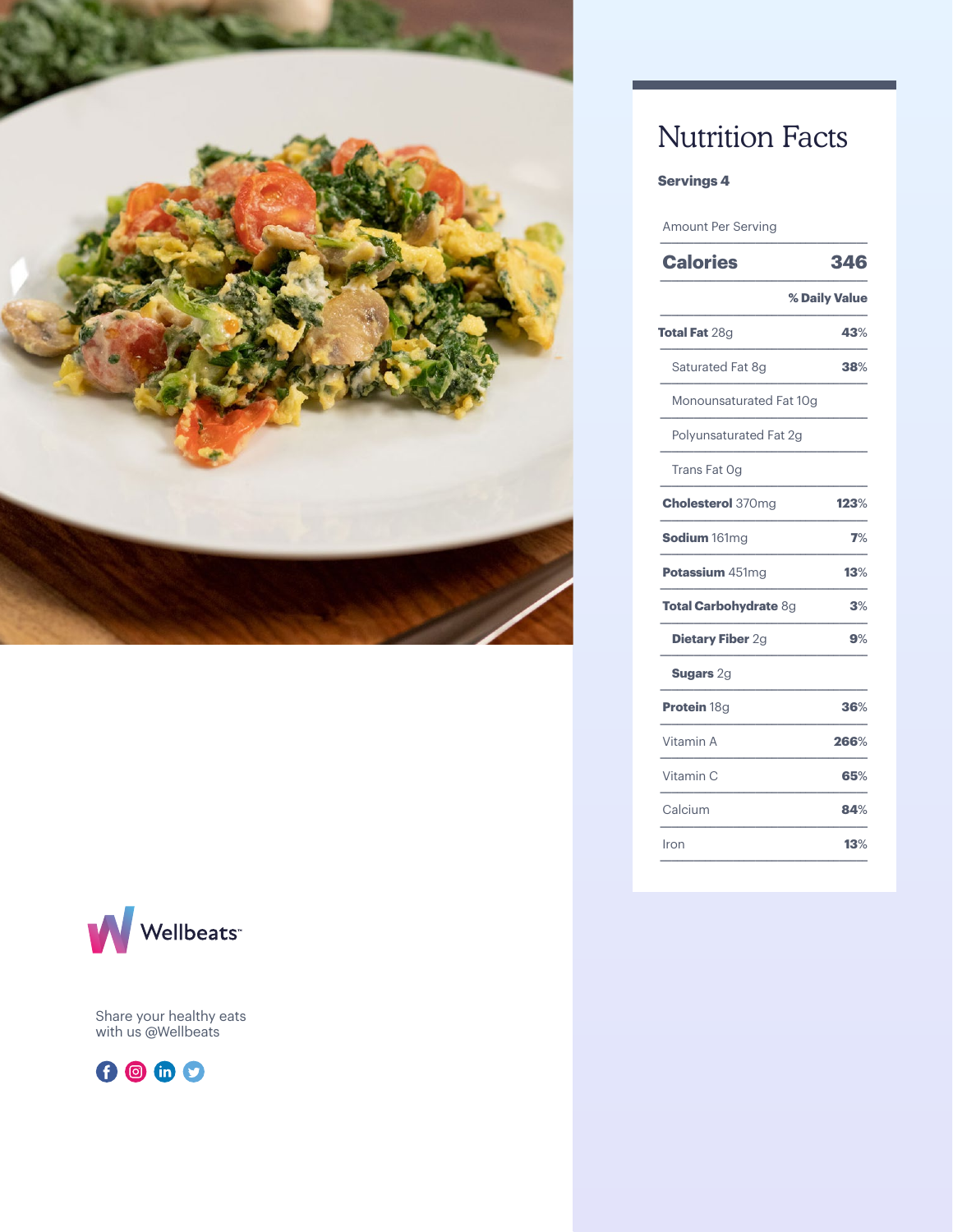# Nutrition Facts

**Servings 4**

| | |
|---|---|
| Amount Per Serving | |
| **Calories** | **346** |
| | **% Daily Value** |
| **Total Fat** 28g | **43%** |
| Saturated Fat 8g | **38%** |
| Monounsaturated Fat 10g | |
| Polyunsaturated Fat 2g | |
| Trans Fat 0g | |
| **Cholesterol** 370mg | **123%** |
| **Sodium** 161mg | **7%** |
| **Potassium** 451mg | **13%** |
| **Total Carbohydrate** 8g | **3%** |
| **Dietary Fiber** 2g | **9%** |
| **Sugars** 2g | |
| **Protein** 18g | **36%** |
| Vitamin A | **266%** |
| Vitamin C | **65%** |
| Calcium | **84%** |
| Iron | **13%** |

Wellbeats™

Share your healthy eats with us @Wellbeats